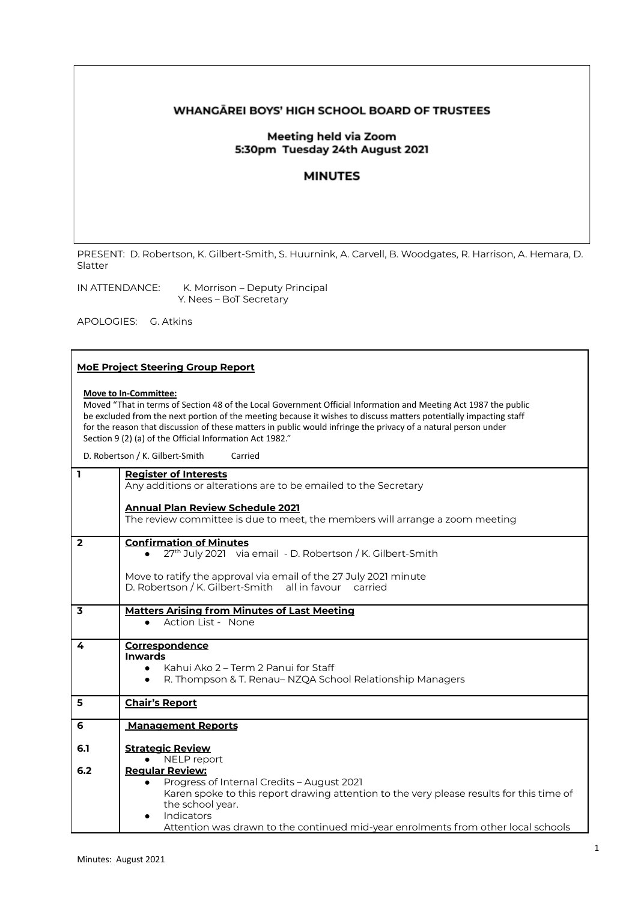# WHANGĀREI BOYS' HIGH SCHOOL BOARD OF TRUSTEES

## Meeting held via Zoom
## 5:30pm Tuesday 24th August 2021

## MINUTES

PRESENT: D. Robertson, K. Gilbert-Smith, S. Huurnink, A. Carvell, B. Woodgates, R. Harrison, A. Hemara, D. Slatter

IN ATTENDANCE: K. Morrison – Deputy Principal
Y. Nees – BoT Secretary

APOLOGIES: G. Atkins

**MoE Project Steering Group Report**

**Move to In-Committee:**
Moved "That in terms of Section 48 of the Local Government Official Information and Meeting Act 1987 the public be excluded from the next portion of the meeting because it wishes to discuss matters potentially impacting staff for the reason that discussion of these matters in public would infringe the privacy of a natural person under Section 9 (2) (a) of the Official Information Act 1982."

D. Robertson / K. Gilbert-Smith Carried

| | |
|---|---|
| 1 | **Register of Interests**<br>Any additions or alterations are to be emailed to the Secretary<br><br>**Annual Plan Review Schedule 2021**<br>The review committee is due to meet, the members will arrange a zoom meeting |
| 2 | **Confirmation of Minutes**<br>● 27th July 2021 via email - D. Robertson / K. Gilbert-Smith<br><br>Move to ratify the approval via email of the 27 July 2021 minute<br>D. Robertson / K. Gilbert-Smith all in favour carried |
| 3 | **Matters Arising from Minutes of Last Meeting**<br>● Action List - None |
| 4 | **Correspondence**<br>**Inwards**<br>● Kahui Ako 2 – Term 2 Panui for Staff<br>● R. Thompson & T. Renau– NZQA School Relationship Managers |
| 5 | **Chair's Report** |
| 6 | **Management Reports** |
| 6.1 | **Strategic Review**<br>● NELP report |
| 6.2 | **Regular Review:**<br>● Progress of Internal Credits – August 2021<br>Karen spoke to this report drawing attention to the very please results for this time of the school year.<br>● Indicators<br>Attention was drawn to the continued mid-year enrolments from other local schools |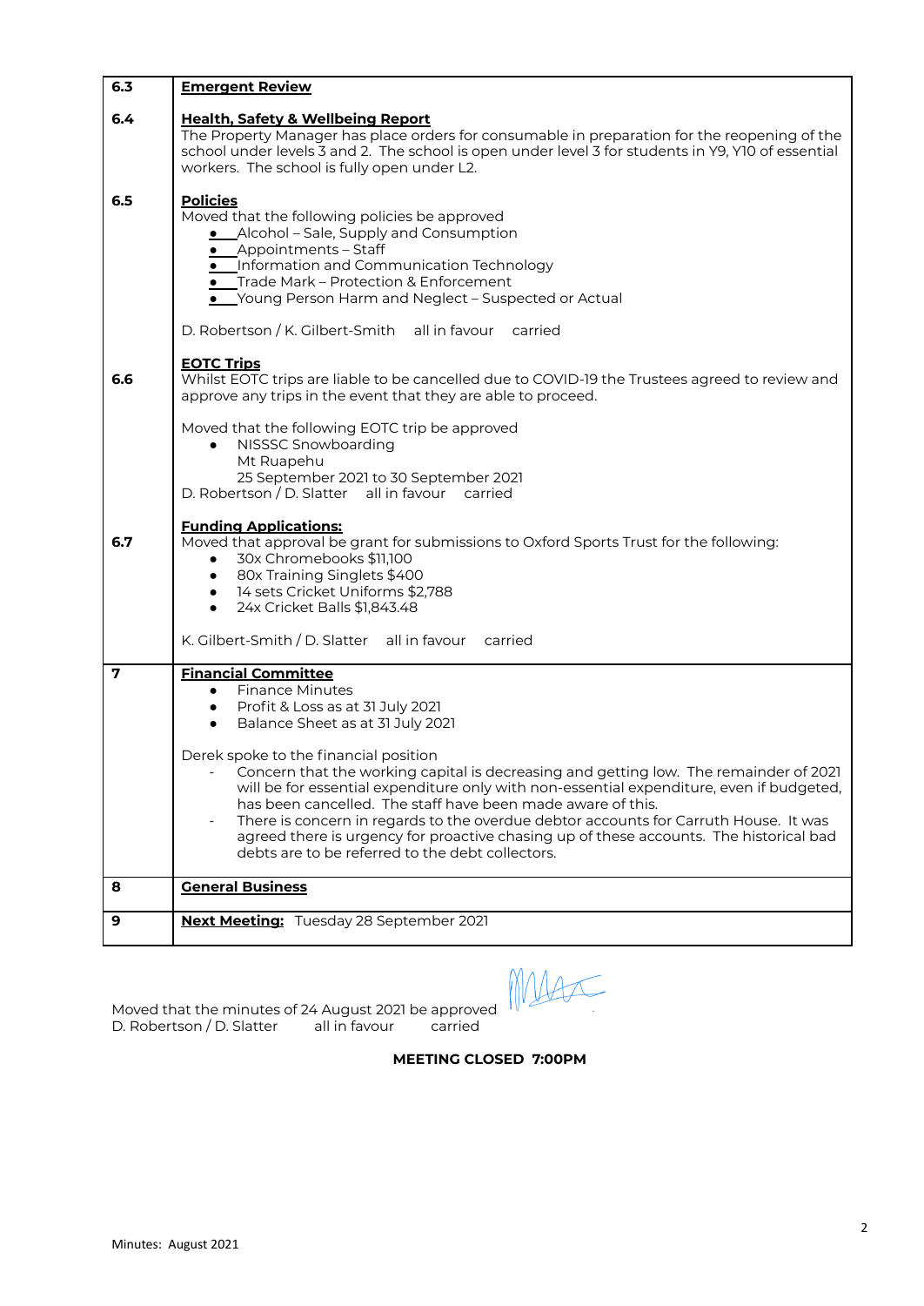| | |
|---|---|
| **6.3** | **Emergent Review** |
| **6.4** | **Health, Safety & Wellbeing Report**<br>The Property Manager has place orders for consumable in preparation for the reopening of the school under levels 3 and 2. The school is open under level 3 for students in Y9, Y10 of essential workers. The school is fully open under L2. |
| **6.5** | **Policies**<br>Moved that the following policies be approved<br>• Alcohol – Sale, Supply and Consumption<br>• Appointments – Staff<br>• Information and Communication Technology<br>• Trade Mark – Protection & Enforcement<br>• Young Person Harm and Neglect – Suspected or Actual<br><br>D. Robertson / K. Gilbert-Smith all in favour carried |
| **6.6** | **EOTC Trips**<br>Whilst EOTC trips are liable to be cancelled due to COVID-19 the Trustees agreed to review and approve any trips in the event that they are able to proceed.<br><br>Moved that the following EOTC trip be approved<br>• NISSSC Snowboarding<br>Mt Ruapehu<br>25 September 2021 to 30 September 2021<br>D. Robertson / D. Slatter all in favour carried |
| **6.7** | **Funding Applications:**<br>Moved that approval be grant for submissions to Oxford Sports Trust for the following:<br>• 30x Chromebooks $11,100<br>• 80x Training Singlets $400<br>• 14 sets Cricket Uniforms $2,788<br>• 24x Cricket Balls $1,843.48<br><br>K. Gilbert-Smith / D. Slatter all in favour carried |
| **7** | **Financial Committee**<br>• Finance Minutes<br>• Profit & Loss as at 31 July 2021<br>• Balance Sheet as at 31 July 2021<br><br>Derek spoke to the financial position<br>- Concern that the working capital is decreasing and getting low. The remainder of 2021 will be for essential expenditure only with non-essential expenditure, even if budgeted, has been cancelled. The staff have been made aware of this.<br>- There is concern in regards to the overdue debtor accounts for Carruth House. It was agreed there is urgency for proactive chasing up of these accounts. The historical bad debts are to be referred to the debt collectors. |
| **8** | **General Business** |
| **9** | **Next Meeting:** Tuesday 28 September 2021 |

Moved that the minutes of 24 August 2021 be approved
D. Robertson / D. Slatter all in favour carried

**MEETING CLOSED 7:00PM**